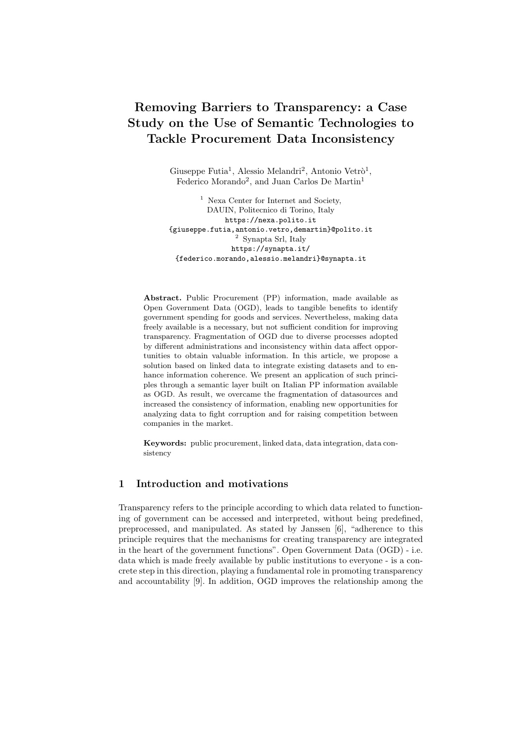# Removing Barriers to Transparency: a Case Study on the Use of Semantic Technologies to Tackle Procurement Data Inconsistency

Giuseppe Futia[1], Alessio Melandri[2], Antonio Vetrò[1], Federico Morando[2], and Juan Carlos De Martin[1]

[1] Nexa Center for Internet and Society, DAUIN, Politecnico di Torino, Italy
https://nexa.polito.it
{giuseppe.futia,antonio.vetro,demartin}@polito.it

[2] Synapta Srl, Italy
https://synapta.it/
{federico.morando,alessio.melandri}@synapta.it

**Abstract.** Public Procurement (PP) information, made available as Open Government Data (OGD), leads to tangible benefits to identify government spending for goods and services. Nevertheless, making data freely available is a necessary, but not sufficient condition for improving transparency. Fragmentation of OGD due to diverse processes adopted by different administrations and inconsistency within data affect opportunities to obtain valuable information. In this article, we propose a solution based on linked data to integrate existing datasets and to enhance information coherence. We present an application of such principles through a semantic layer built on Italian PP information available as OGD. As result, we overcame the fragmentation of datasources and increased the consistency of information, enabling new opportunities for analyzing data to fight corruption and for raising competition between companies in the market.

**Keywords:** public procurement, linked data, data integration, data consistency

## 1 Introduction and motivations

Transparency refers to the principle according to which data related to functioning of government can be accessed and interpreted, without being predefined, preprocessed, and manipulated. As stated by Janssen [6], "adherence to this principle requires that the mechanisms for creating transparency are integrated in the heart of the government functions". Open Government Data (OGD) - i.e. data which is made freely available by public institutions to everyone - is a concrete step in this direction, playing a fundamental role in promoting transparency and accountability [9]. In addition, OGD improves the relationship among the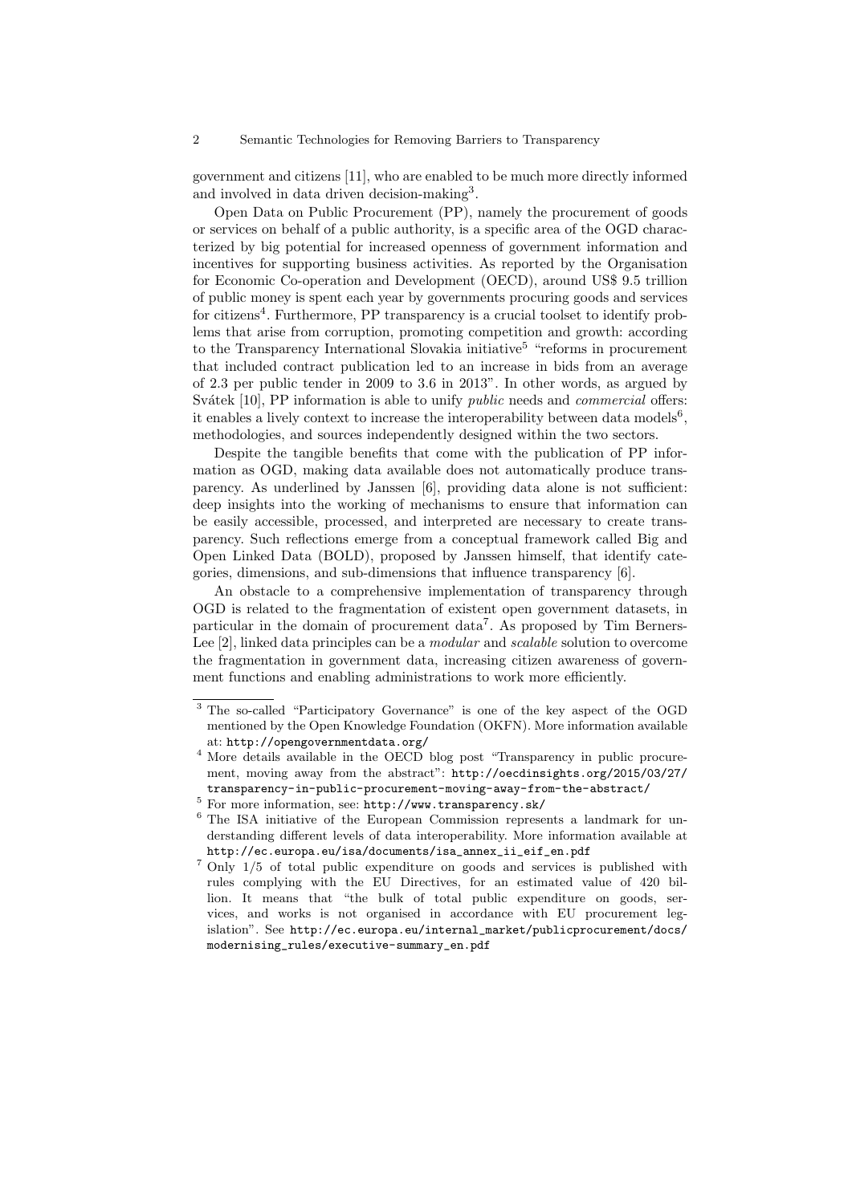government and citizens [11], who are enabled to be much more directly informed and involved in data driven decision-making[3].

Open Data on Public Procurement (PP), namely the procurement of goods or services on behalf of a public authority, is a specific area of the OGD characterized by big potential for increased openness of government information and incentives for supporting business activities. As reported by the Organisation for Economic Co-operation and Development (OECD), around US$ 9.5 trillion of public money is spent each year by governments procuring goods and services for citizens[4]. Furthermore, PP transparency is a crucial toolset to identify problems that arise from corruption, promoting competition and growth: according to the Transparency International Slovakia initiative[5] "reforms in procurement that included contract publication led to an increase in bids from an average of 2.3 per public tender in 2009 to 3.6 in 2013". In other words, as argued by Svátek [10], PP information is able to unify *public* needs and *commercial* offers: it enables a lively context to increase the interoperability between data models[6], methodologies, and sources independently designed within the two sectors.

Despite the tangible benefits that come with the publication of PP information as OGD, making data available does not automatically produce transparency. As underlined by Janssen [6], providing data alone is not sufficient: deep insights into the working of mechanisms to ensure that information can be easily accessible, processed, and interpreted are necessary to create transparency. Such reflections emerge from a conceptual framework called Big and Open Linked Data (BOLD), proposed by Janssen himself, that identify categories, dimensions, and sub-dimensions that influence transparency [6].

An obstacle to a comprehensive implementation of transparency through OGD is related to the fragmentation of existent open government datasets, in particular in the domain of procurement data[7]. As proposed by Tim Berners-Lee [2], linked data principles can be a *modular* and *scalable* solution to overcome the fragmentation in government data, increasing citizen awareness of government functions and enabling administrations to work more efficiently.

---

[3] The so-called "Participatory Governance" is one of the key aspect of the OGD mentioned by the Open Knowledge Foundation (OKFN). More information available at: http://opengovernmentdata.org/

[4] More details available in the OECD blog post "Transparency in public procurement, moving away from the abstract": http://oecdinsights.org/2015/03/27/transparency-in-public-procurement-moving-away-from-the-abstract/

[5] For more information, see: http://www.transparency.sk/

[6] The ISA initiative of the European Commission represents a landmark for understanding different levels of data interoperability. More information available at http://ec.europa.eu/isa/documents/isa_annex_ii_eif_en.pdf

[7] Only 1/5 of total public expenditure on goods and services is published with rules complying with the EU Directives, for an estimated value of 420 billion. It means that "the bulk of total public expenditure on goods, services, and works is not organised in accordance with EU procurement legislation". See http://ec.europa.eu/internal_market/publicprocurement/docs/modernising_rules/executive-summary_en.pdf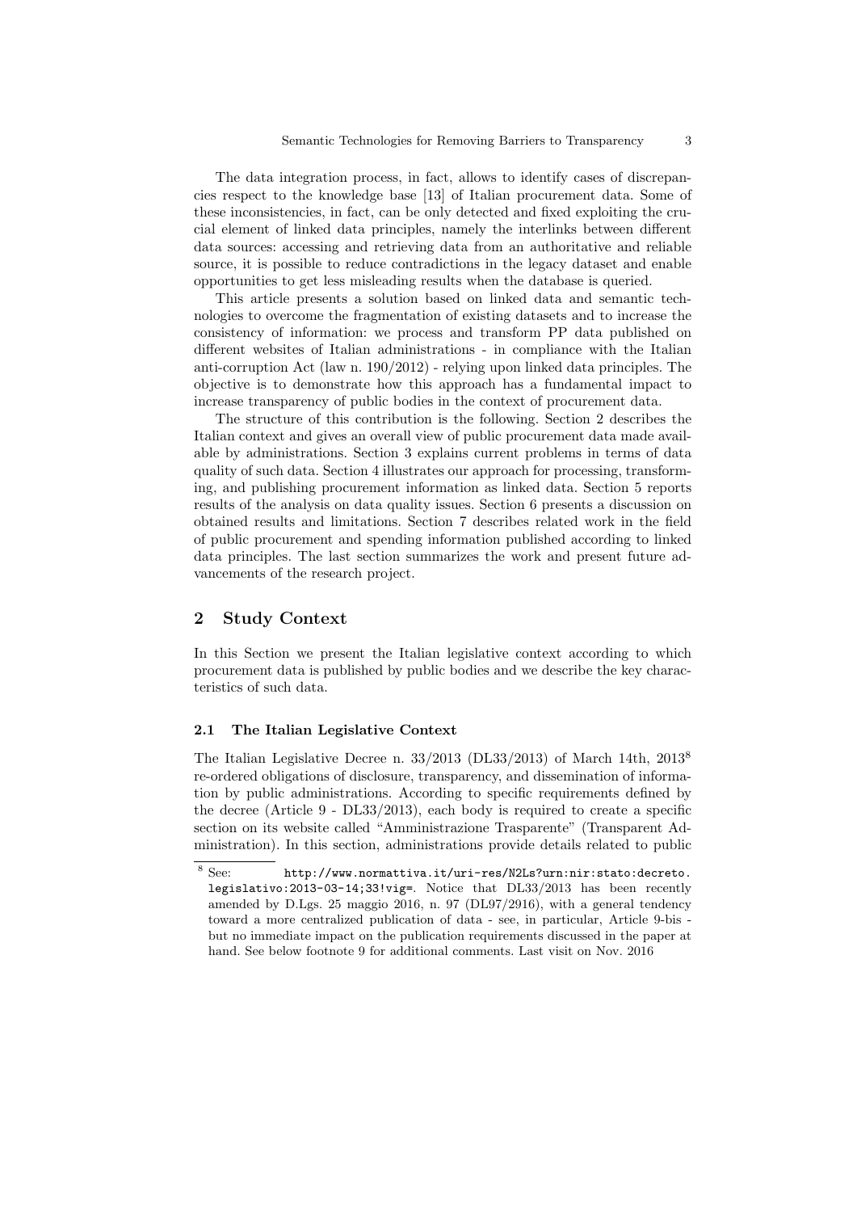The data integration process, in fact, allows to identify cases of discrepancies respect to the knowledge base [13] of Italian procurement data. Some of these inconsistencies, in fact, can be only detected and fixed exploiting the crucial element of linked data principles, namely the interlinks between different data sources: accessing and retrieving data from an authoritative and reliable source, it is possible to reduce contradictions in the legacy dataset and enable opportunities to get less misleading results when the database is queried.

This article presents a solution based on linked data and semantic technologies to overcome the fragmentation of existing datasets and to increase the consistency of information: we process and transform PP data published on different websites of Italian administrations - in compliance with the Italian anti-corruption Act (law n. 190/2012) - relying upon linked data principles. The objective is to demonstrate how this approach has a fundamental impact to increase transparency of public bodies in the context of procurement data.

The structure of this contribution is the following. Section 2 describes the Italian context and gives an overall view of public procurement data made available by administrations. Section 3 explains current problems in terms of data quality of such data. Section 4 illustrates our approach for processing, transforming, and publishing procurement information as linked data. Section 5 reports results of the analysis on data quality issues. Section 6 presents a discussion on obtained results and limitations. Section 7 describes related work in the field of public procurement and spending information published according to linked data principles. The last section summarizes the work and present future advancements of the research project.

## 2 Study Context

In this Section we present the Italian legislative context according to which procurement data is published by public bodies and we describe the key characteristics of such data.

### 2.1 The Italian Legislative Context

The Italian Legislative Decree n. 33/2013 (DL33/2013) of March 14th, 2013[8] re-ordered obligations of disclosure, transparency, and dissemination of information by public administrations. According to specific requirements defined by the decree (Article 9 - DL33/2013), each body is required to create a specific section on its website called "Amministrazione Trasparente" (Transparent Administration). In this section, administrations provide details related to public

[8] See: `http://www.normattiva.it/uri-res/N2Ls?urn:nir:stato:decreto.legislativo:2013-03-14;33!vig=`. Notice that DL33/2013 has been recently amended by D.Lgs. 25 maggio 2016, n. 97 (DL97/2916), with a general tendency toward a more centralized publication of data - see, in particular, Article 9-bis - but no immediate impact on the publication requirements discussed in the paper at hand. See below footnote 9 for additional comments. Last visit on Nov. 2016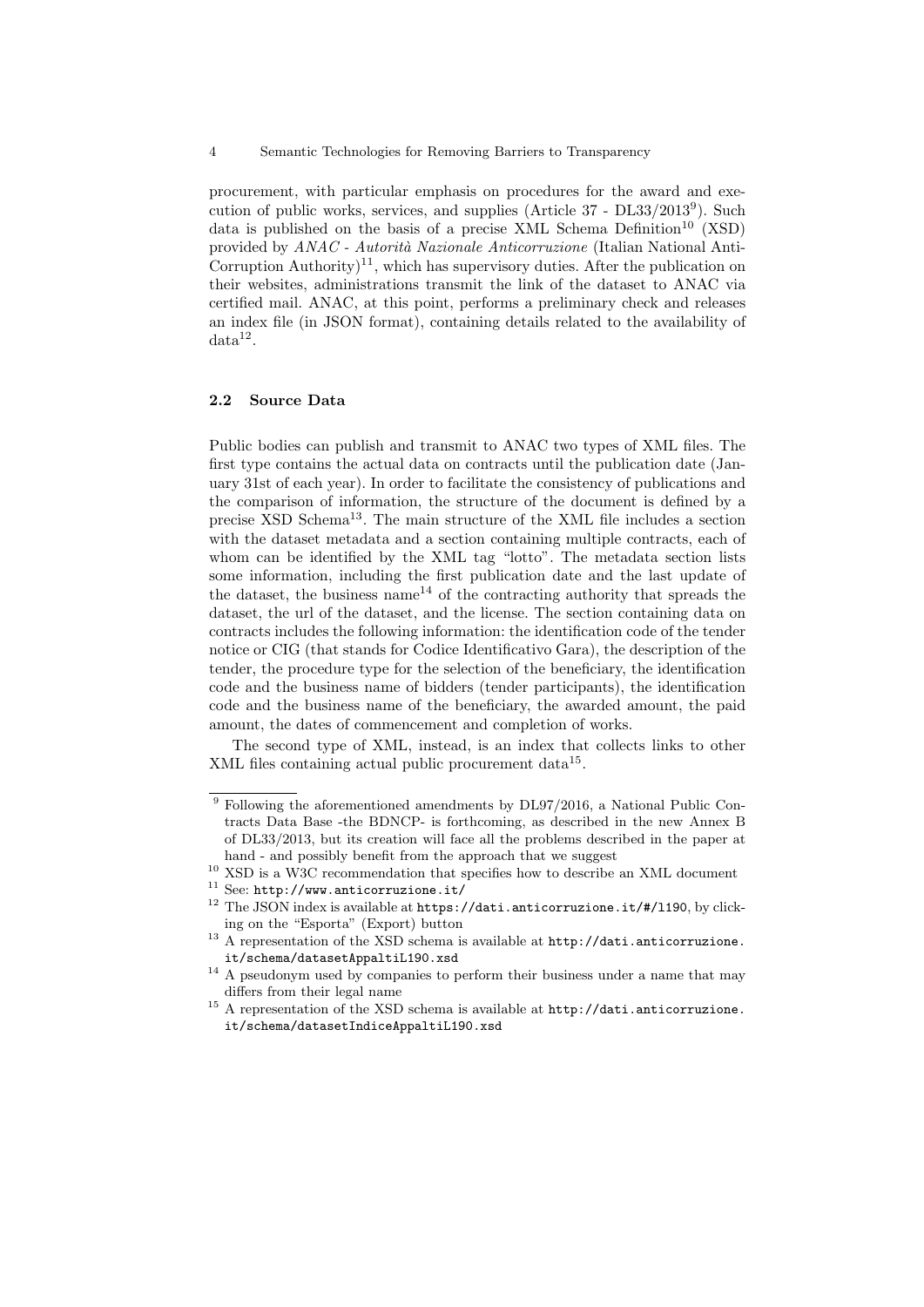procurement, with particular emphasis on procedures for the award and execution of public works, services, and supplies (Article 37 - DL33/2013[9]). Such data is published on the basis of a precise XML Schema Definition[10] (XSD) provided by *ANAC - Autorità Nazionale Anticorruzione* (Italian National Anti-Corruption Authority)[11], which has supervisory duties. After the publication on their websites, administrations transmit the link of the dataset to ANAC via certified mail. ANAC, at this point, performs a preliminary check and releases an index file (in JSON format), containing details related to the availability of data[12].

### 2.2 Source Data

Public bodies can publish and transmit to ANAC two types of XML files. The first type contains the actual data on contracts until the publication date (January 31st of each year). In order to facilitate the consistency of publications and the comparison of information, the structure of the document is defined by a precise XSD Schema[13]. The main structure of the XML file includes a section with the dataset metadata and a section containing multiple contracts, each of whom can be identified by the XML tag "lotto". The metadata section lists some information, including the first publication date and the last update of the dataset, the business name[14] of the contracting authority that spreads the dataset, the url of the dataset, and the license. The section containing data on contracts includes the following information: the identification code of the tender notice or CIG (that stands for Codice Identificativo Gara), the description of the tender, the procedure type for the selection of the beneficiary, the identification code and the business name of bidders (tender participants), the identification code and the business name of the beneficiary, the awarded amount, the paid amount, the dates of commencement and completion of works.

The second type of XML, instead, is an index that collects links to other XML files containing actual public procurement data[15].

---

[9] Following the aforementioned amendments by DL97/2016, a National Public Contracts Data Base -the BDNCP- is forthcoming, as described in the new Annex B of DL33/2013, but its creation will face all the problems described in the paper at hand - and possibly benefit from the approach that we suggest

[10] XSD is a W3C recommendation that specifies how to describe an XML document

[11] See: `http://www.anticorruzione.it/`

[12] The JSON index is available at `https://dati.anticorruzione.it/#/l190`, by clicking on the "Esporta" (Export) button

[13] A representation of the XSD schema is available at `http://dati.anticorruzione.it/schema/datasetAppaltiL190.xsd`

[14] A pseudonym used by companies to perform their business under a name that may differs from their legal name

[15] A representation of the XSD schema is available at `http://dati.anticorruzione.it/schema/datasetIndiceAppaltiL190.xsd`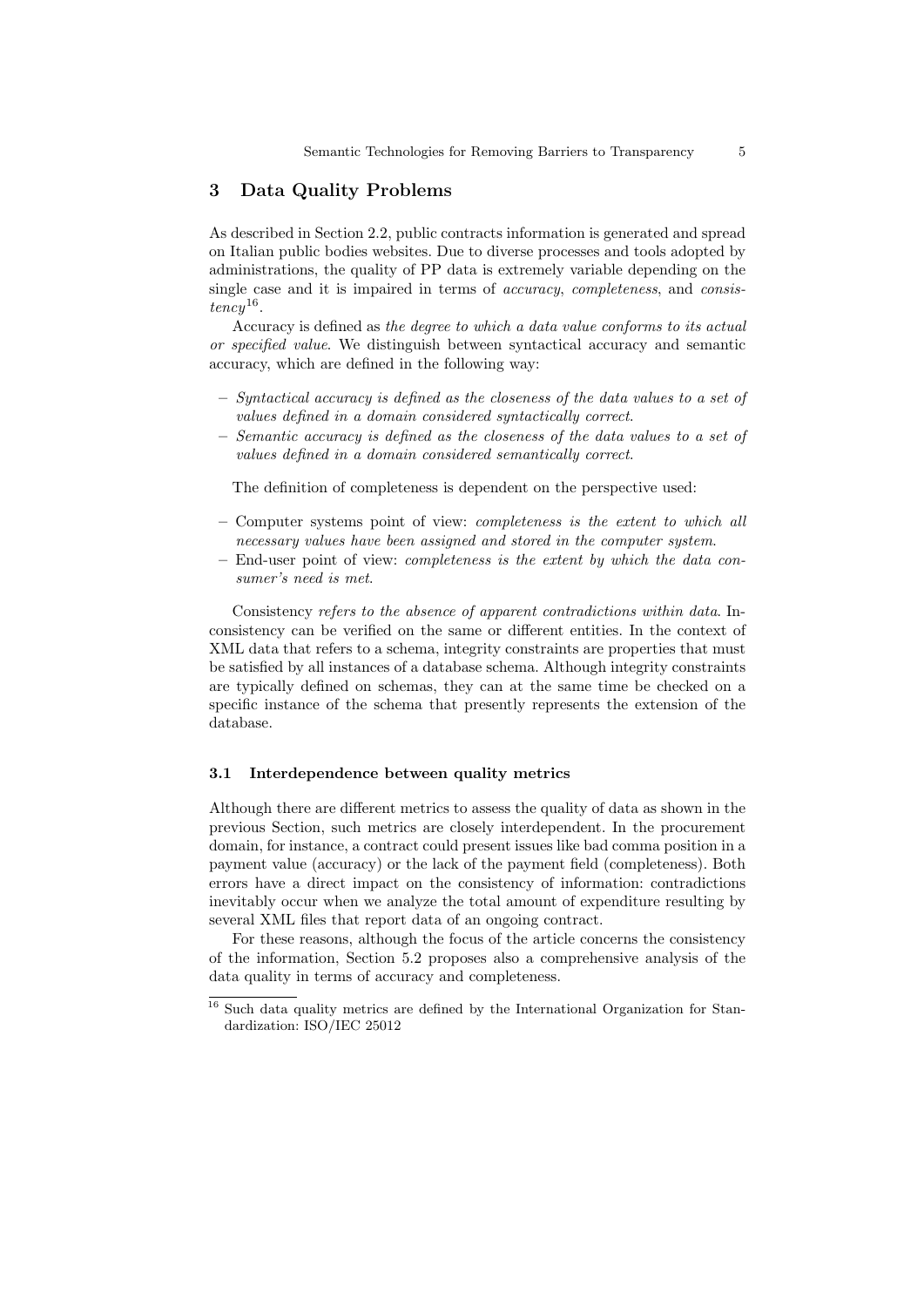## 3 Data Quality Problems

As described in Section 2.2, public contracts information is generated and spread on Italian public bodies websites. Due to diverse processes and tools adopted by administrations, the quality of PP data is extremely variable depending on the single case and it is impaired in terms of *accuracy*, *completeness*, and *consistency*[16].

Accuracy is defined as *the degree to which a data value conforms to its actual or specified value*. We distinguish between syntactical accuracy and semantic accuracy, which are defined in the following way:

- *Syntactical accuracy is defined as the closeness of the data values to a set of values defined in a domain considered syntactically correct*.
- *Semantic accuracy is defined as the closeness of the data values to a set of values defined in a domain considered semantically correct*.

The definition of completeness is dependent on the perspective used:

- Computer systems point of view: *completeness is the extent to which all necessary values have been assigned and stored in the computer system*.
- End-user point of view: *completeness is the extent by which the data consumer's need is met*.

Consistency *refers to the absence of apparent contradictions within data*. Inconsistency can be verified on the same or different entities. In the context of XML data that refers to a schema, integrity constraints are properties that must be satisfied by all instances of a database schema. Although integrity constraints are typically defined on schemas, they can at the same time be checked on a specific instance of the schema that presently represents the extension of the database.

### 3.1 Interdependence between quality metrics

Although there are different metrics to assess the quality of data as shown in the previous Section, such metrics are closely interdependent. In the procurement domain, for instance, a contract could present issues like bad comma position in a payment value (accuracy) or the lack of the payment field (completeness). Both errors have a direct impact on the consistency of information: contradictions inevitably occur when we analyze the total amount of expenditure resulting by several XML files that report data of an ongoing contract.

For these reasons, although the focus of the article concerns the consistency of the information, Section 5.2 proposes also a comprehensive analysis of the data quality in terms of accuracy and completeness.

[16] Such data quality metrics are defined by the International Organization for Standardization: ISO/IEC 25012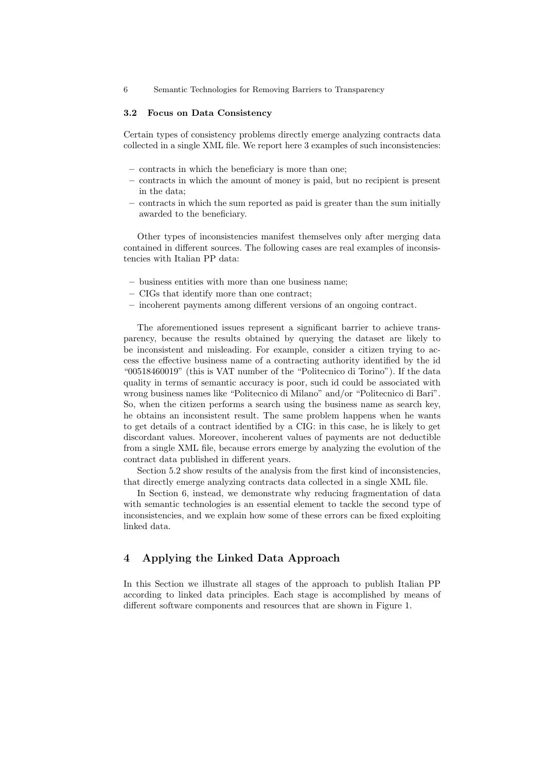### 3.2 Focus on Data Consistency

Certain types of consistency problems directly emerge analyzing contracts data collected in a single XML file. We report here 3 examples of such inconsistencies:

- contracts in which the beneficiary is more than one;
- contracts in which the amount of money is paid, but no recipient is present in the data;
- contracts in which the sum reported as paid is greater than the sum initially awarded to the beneficiary.

Other types of inconsistencies manifest themselves only after merging data contained in different sources. The following cases are real examples of inconsistencies with Italian PP data:

- business entities with more than one business name;
- CIGs that identify more than one contract;
- incoherent payments among different versions of an ongoing contract.

The aforementioned issues represent a significant barrier to achieve transparency, because the results obtained by querying the dataset are likely to be inconsistent and misleading. For example, consider a citizen trying to access the effective business name of a contracting authority identified by the id "00518460019" (this is VAT number of the "Politecnico di Torino"). If the data quality in terms of semantic accuracy is poor, such id could be associated with wrong business names like "Politecnico di Milano" and/or "Politecnico di Bari". So, when the citizen performs a search using the business name as search key, he obtains an inconsistent result. The same problem happens when he wants to get details of a contract identified by a CIG: in this case, he is likely to get discordant values. Moreover, incoherent values of payments are not deductible from a single XML file, because errors emerge by analyzing the evolution of the contract data published in different years.

Section 5.2 show results of the analysis from the first kind of inconsistencies, that directly emerge analyzing contracts data collected in a single XML file.

In Section 6, instead, we demonstrate why reducing fragmentation of data with semantic technologies is an essential element to tackle the second type of inconsistencies, and we explain how some of these errors can be fixed exploiting linked data.

## 4 Applying the Linked Data Approach

In this Section we illustrate all stages of the approach to publish Italian PP according to linked data principles. Each stage is accomplished by means of different software components and resources that are shown in Figure 1.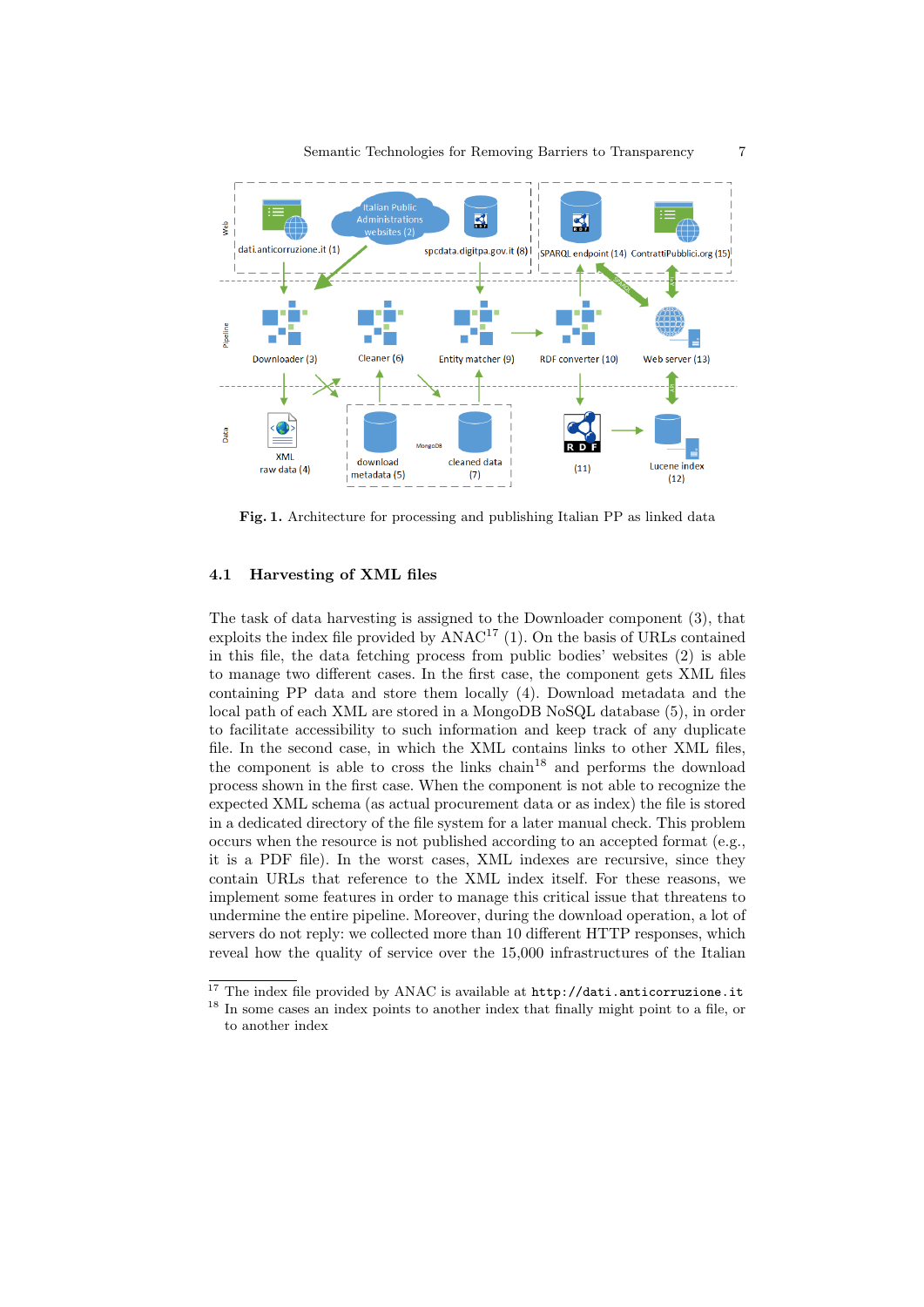Fig. 1. Architecture for processing and publishing Italian PP as linked data

### 4.1 Harvesting of XML files

The task of data harvesting is assigned to the Downloader component (3), that exploits the index file provided by ANAC[17] (1). On the basis of URLs contained in this file, the data fetching process from public bodies' websites (2) is able to manage two different cases. In the first case, the component gets XML files containing PP data and store them locally (4). Download metadata and the local path of each XML are stored in a MongoDB NoSQL database (5), in order to facilitate accessibility to such information and keep track of any duplicate file. In the second case, in which the XML contains links to other XML files, the component is able to cross the links chain[18] and performs the download process shown in the first case. When the component is not able to recognize the expected XML schema (as actual procurement data or as index) the file is stored in a dedicated directory of the file system for a later manual check. This problem occurs when the resource is not published according to an accepted format (e.g., it is a PDF file). In the worst cases, XML indexes are recursive, since they contain URLs that reference to the XML index itself. For these reasons, we implement some features in order to manage this critical issue that threatens to undermine the entire pipeline. Moreover, during the download operation, a lot of servers do not reply: we collected more than 10 different HTTP responses, which reveal how the quality of service over the 15,000 infrastructures of the Italian

[17] The index file provided by ANAC is available at `http://dati.anticorruzione.it`

[18] In some cases an index points to another index that finally might point to a file, or to another index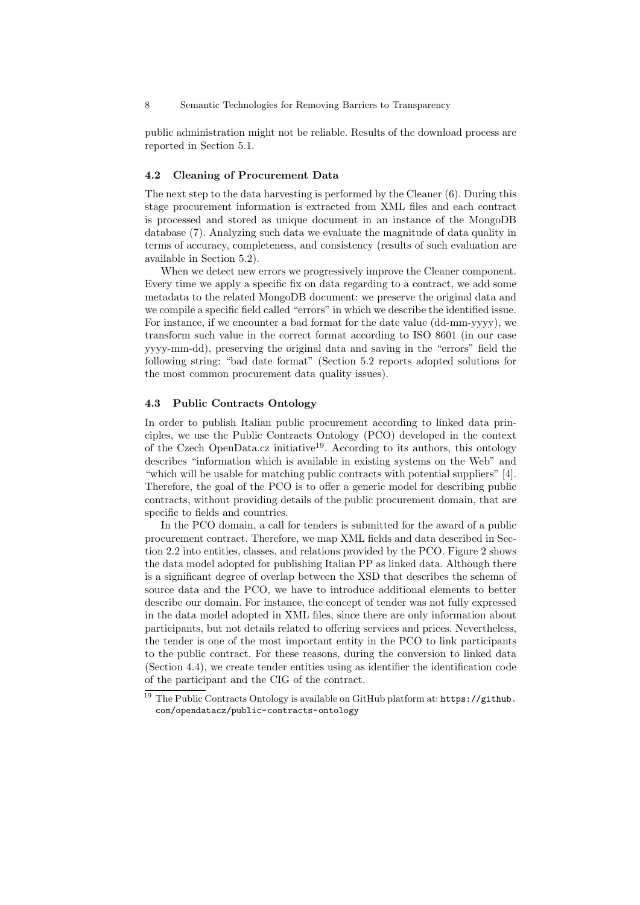public administration might not be reliable. Results of the download process are reported in Section 5.1.

### 4.2 Cleaning of Procurement Data

The next step to the data harvesting is performed by the Cleaner (6). During this stage procurement information is extracted from XML files and each contract is processed and stored as unique document in an instance of the MongoDB database (7). Analyzing such data we evaluate the magnitude of data quality in terms of accuracy, completeness, and consistency (results of such evaluation are available in Section 5.2).

When we detect new errors we progressively improve the Cleaner component. Every time we apply a specific fix on data regarding to a contract, we add some metadata to the related MongoDB document: we preserve the original data and we compile a specific field called "errors" in which we describe the identified issue. For instance, if we encounter a bad format for the date value (dd-mm-yyyy), we transform such value in the correct format according to ISO 8601 (in our case yyyy-mm-dd), preserving the original data and saving in the "errors" field the following string: "bad date format" (Section 5.2 reports adopted solutions for the most common procurement data quality issues).

### 4.3 Public Contracts Ontology

In order to publish Italian public procurement according to linked data principles, we use the Public Contracts Ontology (PCO) developed in the context of the Czech OpenData.cz initiative[19]. According to its authors, this ontology describes "information which is available in existing systems on the Web" and "which will be usable for matching public contracts with potential suppliers" [4]. Therefore, the goal of the PCO is to offer a generic model for describing public contracts, without providing details of the public procurement domain, that are specific to fields and countries.

In the PCO domain, a call for tenders is submitted for the award of a public procurement contract. Therefore, we map XML fields and data described in Section 2.2 into entities, classes, and relations provided by the PCO. Figure 2 shows the data model adopted for publishing Italian PP as linked data. Although there is a significant degree of overlap between the XSD that describes the schema of source data and the PCO, we have to introduce additional elements to better describe our domain. For instance, the concept of tender was not fully expressed in the data model adopted in XML files, since there are only information about participants, but not details related to offering services and prices. Nevertheless, the tender is one of the most important entity in the PCO to link participants to the public contract. For these reasons, during the conversion to linked data (Section 4.4), we create tender entities using as identifier the identification code of the participant and the CIG of the contract.

[19] The Public Contracts Ontology is available on GitHub platform at: https://github.com/opendatacz/public-contracts-ontology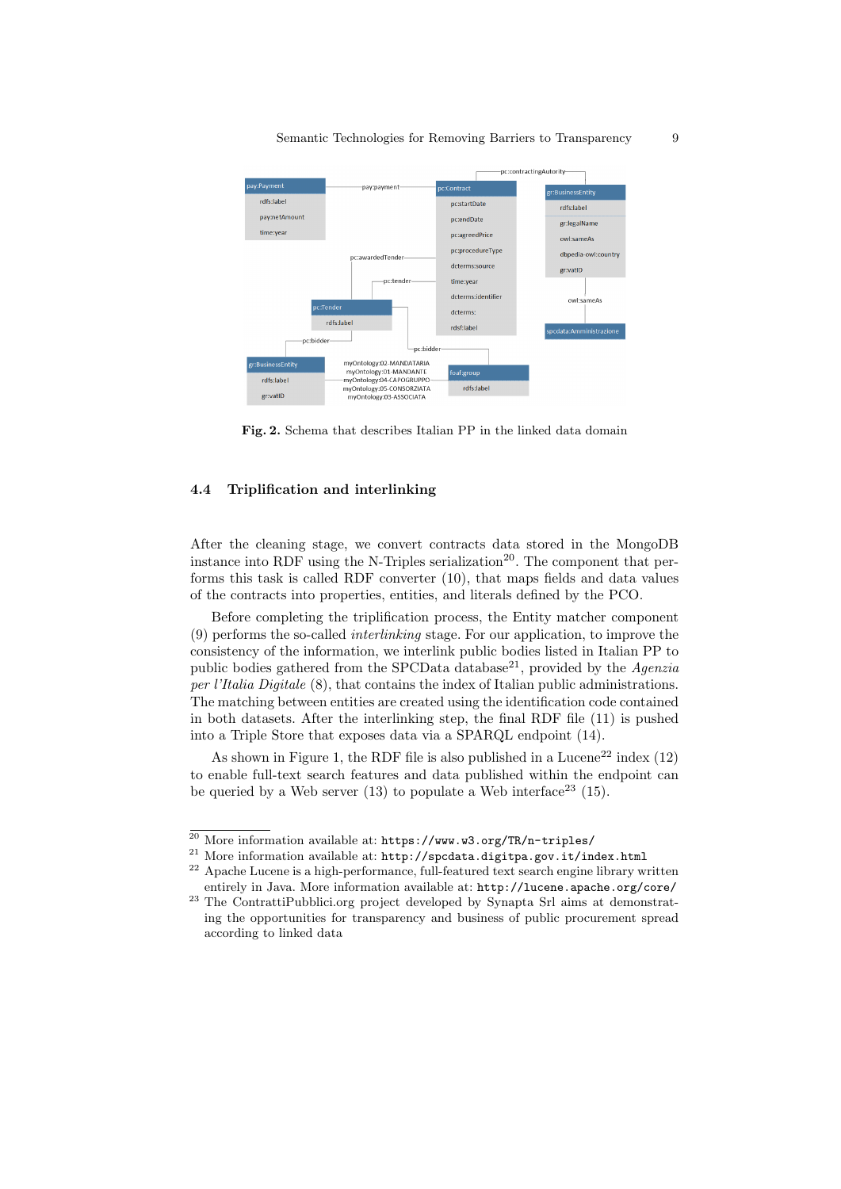Fig. 2. Schema that describes Italian PP in the linked data domain

### 4.4 Triplification and interlinking

After the cleaning stage, we convert contracts data stored in the MongoDB instance into RDF using the N-Triples serialization[20]. The component that performs this task is called RDF converter (10), that maps fields and data values of the contracts into properties, entities, and literals defined by the PCO.

Before completing the triplification process, the Entity matcher component (9) performs the so-called *interlinking* stage. For our application, to improve the consistency of the information, we interlink public bodies listed in Italian PP to public bodies gathered from the SPCData database[21], provided by the *Agenzia per l'Italia Digitale* (8), that contains the index of Italian public administrations. The matching between entities are created using the identification code contained in both datasets. After the interlinking step, the final RDF file (11) is pushed into a Triple Store that exposes data via a SPARQL endpoint (14).

As shown in Figure 1, the RDF file is also published in a Lucene[22] index (12) to enable full-text search features and data published within the endpoint can be queried by a Web server (13) to populate a Web interface[23] (15).

---

[20] More information available at: `https://www.w3.org/TR/n-triples/`

[21] More information available at: `http://spcdata.digitpa.gov.it/index.html`

[22] Apache Lucene is a high-performance, full-featured text search engine library written entirely in Java. More information available at: `http://lucene.apache.org/core/`

[23] The ContrattiPubblici.org project developed by Synapta Srl aims at demonstrating the opportunities for transparency and business of public procurement spread according to linked data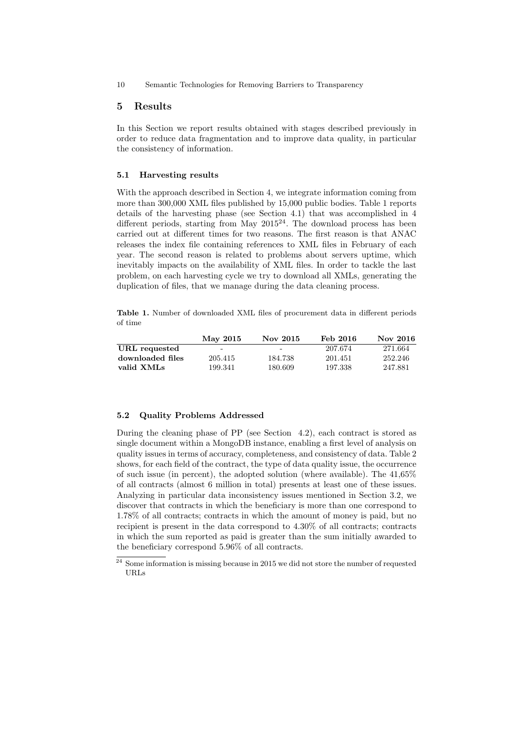## 5 Results

In this Section we report results obtained with stages described previously in order to reduce data fragmentation and to improve data quality, in particular the consistency of information.

### 5.1 Harvesting results

With the approach described in Section 4, we integrate information coming from more than 300,000 XML files published by 15,000 public bodies. Table 1 reports details of the harvesting phase (see Section 4.1) that was accomplished in 4 different periods, starting from May 2015[24]. The download process has been carried out at different times for two reasons. The first reason is that ANAC releases the index file containing references to XML files in February of each year. The second reason is related to problems about servers uptime, which inevitably impacts on the availability of XML files. In order to tackle the last problem, on each harvesting cycle we try to download all XMLs, generating the duplication of files, that we manage during the data cleaning process.

**Table 1.** Number of downloaded XML files of procurement data in different periods of time

| | **May 2015** | **Nov 2015** | **Feb 2016** | **Nov 2016** |
|---|---|---|---|---|
| **URL requested** | - | - | 207.674 | 271.664 |
| **downloaded files** | 205.415 | 184.738 | 201.451 | 252.246 |
| **valid XMLs** | 199.341 | 180.609 | 197.338 | 247.881 |

### 5.2 Quality Problems Addressed

During the cleaning phase of PP (see Section 4.2), each contract is stored as single document within a MongoDB instance, enabling a first level of analysis on quality issues in terms of accuracy, completeness, and consistency of data. Table 2 shows, for each field of the contract, the type of data quality issue, the occurrence of such issue (in percent), the adopted solution (where available). The 41,65% of all contracts (almost 6 million in total) presents at least one of these issues. Analyzing in particular data inconsistency issues mentioned in Section 3.2, we discover that contracts in which the beneficiary is more than one correspond to 1.78% of all contracts; contracts in which the amount of money is paid, but no recipient is present in the data correspond to 4.30% of all contracts; contracts in which the sum reported as paid is greater than the sum initially awarded to the beneficiary correspond 5.96% of all contracts.

[24] Some information is missing because in 2015 we did not store the number of requested URLs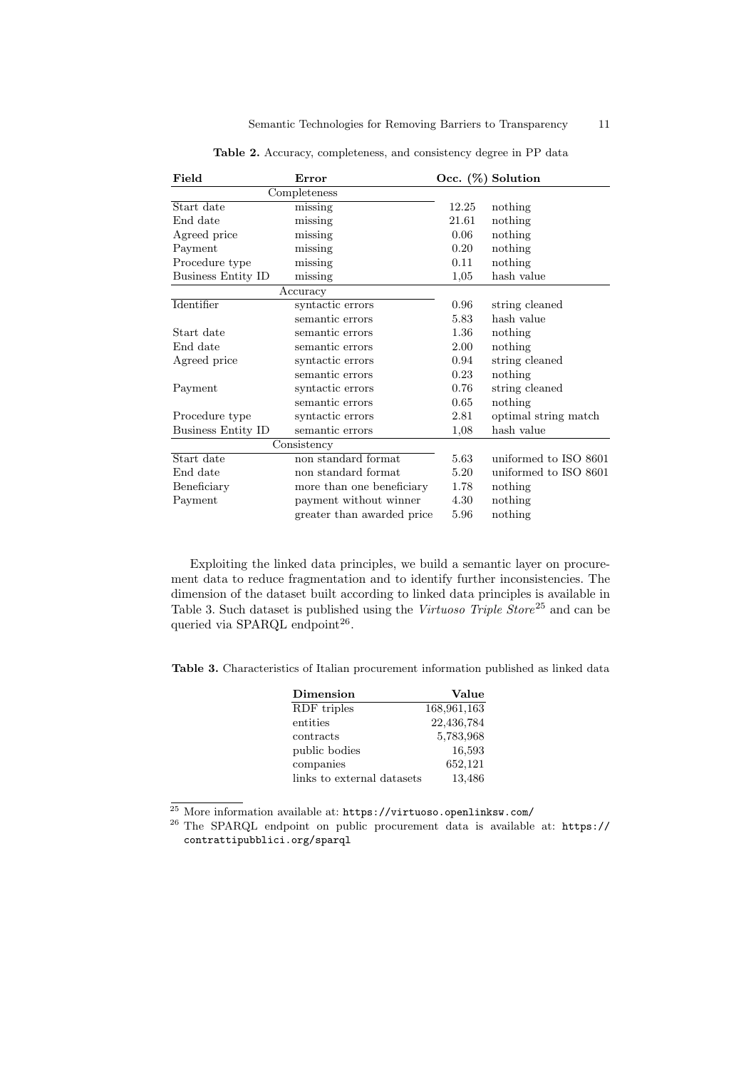**Table 2.** Accuracy, completeness, and consistency degree in PP data

| Field | Error | Occ. (%) | Solution |
|---|---|---|---|
| | Completeness | | |
| Start date | missing | 12.25 | nothing |
| End date | missing | 21.61 | nothing |
| Agreed price | missing | 0.06 | nothing |
| Payment | missing | 0.20 | nothing |
| Procedure type | missing | 0.11 | nothing |
| Business Entity ID | missing | 1,05 | hash value |
| | Accuracy | | |
| Identifier | syntactic errors | 0.96 | string cleaned |
| | semantic errors | 5.83 | hash value |
| Start date | semantic errors | 1.36 | nothing |
| End date | semantic errors | 2.00 | nothing |
| Agreed price | syntactic errors | 0.94 | string cleaned |
| | semantic errors | 0.23 | nothing |
| Payment | syntactic errors | 0.76 | string cleaned |
| | semantic errors | 0.65 | nothing |
| Procedure type | syntactic errors | 2.81 | optimal string match |
| Business Entity ID | semantic errors | 1,08 | hash value |
| | Consistency | | |
| Start date | non standard format | 5.63 | uniformed to ISO 8601 |
| End date | non standard format | 5.20 | uniformed to ISO 8601 |
| Beneficiary | more than one beneficiary | 1.78 | nothing |
| Payment | payment without winner | 4.30 | nothing |
| | greater than awarded price | 5.96 | nothing |

Exploiting the linked data principles, we build a semantic layer on procurement data to reduce fragmentation and to identify further inconsistencies. The dimension of the dataset built according to linked data principles is available in Table 3. Such dataset is published using the *Virtuoso Triple Store*[25] and can be queried via SPARQL endpoint[26].

**Table 3.** Characteristics of Italian procurement information published as linked data

| Dimension | Value |
|---|---:|
| RDF triples | 168,961,163 |
| entities | 22,436,784 |
| contracts | 5,783,968 |
| public bodies | 16,593 |
| companies | 652,121 |
| links to external datasets | 13,486 |

[25] More information available at: https://virtuoso.openlinksw.com/

[26] The SPARQL endpoint on public procurement data is available at: https://contrattipubblici.org/sparql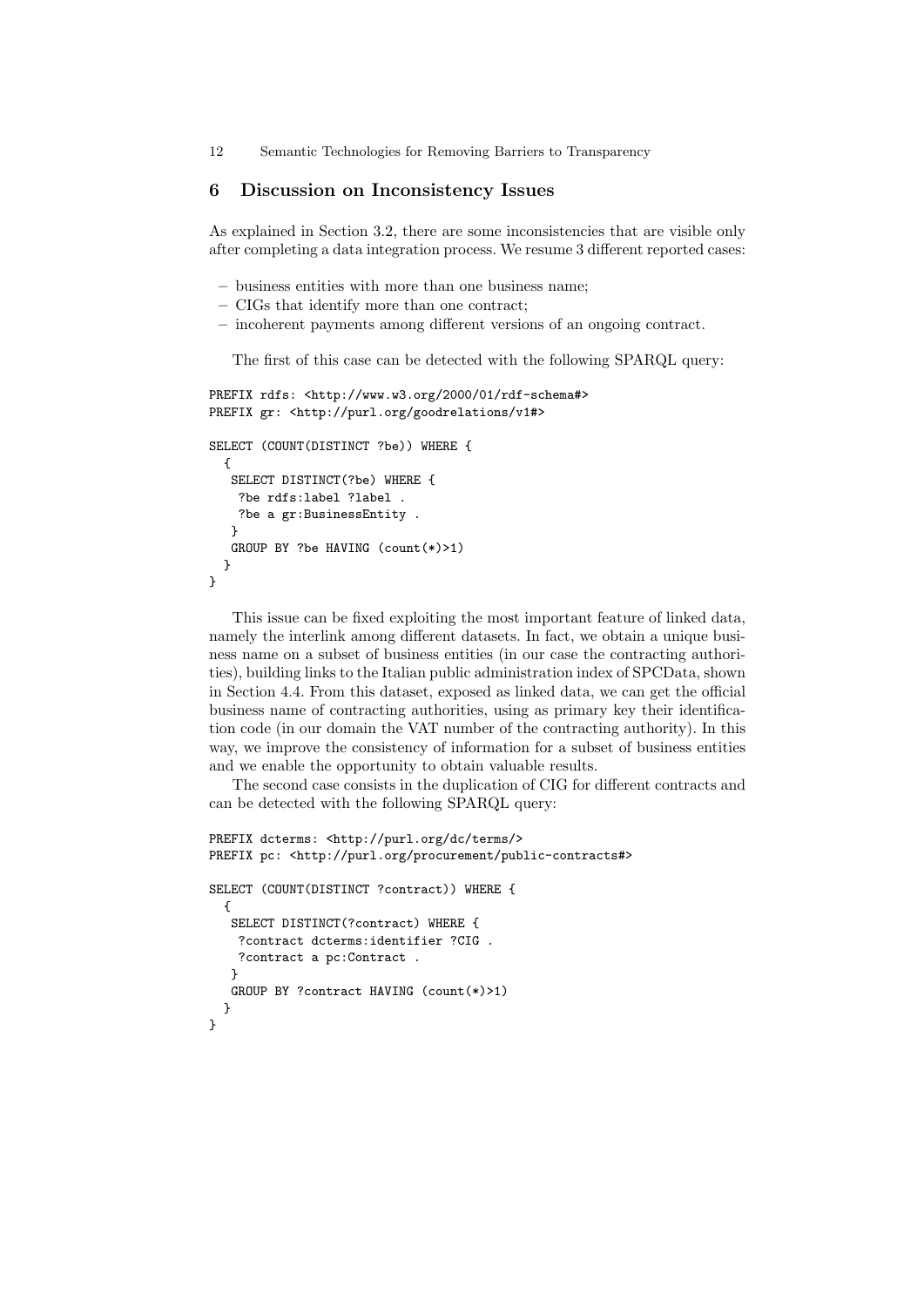## 6 Discussion on Inconsistency Issues

As explained in Section 3.2, there are some inconsistencies that are visible only after completing a data integration process. We resume 3 different reported cases:

- business entities with more than one business name;
- CIGs that identify more than one contract;
- incoherent payments among different versions of an ongoing contract.

The first of this case can be detected with the following SPARQL query:

```
PREFIX rdfs: <http://www.w3.org/2000/01/rdf-schema#>
PREFIX gr: <http://purl.org/goodrelations/v1#>

SELECT (COUNT(DISTINCT ?be)) WHERE {
  {
   SELECT DISTINCT(?be) WHERE {
    ?be rdfs:label ?label .
    ?be a gr:BusinessEntity .
   }
   GROUP BY ?be HAVING (count(*)>1)
  }
}
```

This issue can be fixed exploiting the most important feature of linked data, namely the interlink among different datasets. In fact, we obtain a unique business name on a subset of business entities (in our case the contracting authorities), building links to the Italian public administration index of SPCData, shown in Section 4.4. From this dataset, exposed as linked data, we can get the official business name of contracting authorities, using as primary key their identification code (in our domain the VAT number of the contracting authority). In this way, we improve the consistency of information for a subset of business entities and we enable the opportunity to obtain valuable results.

The second case consists in the duplication of CIG for different contracts and can be detected with the following SPARQL query:

```
PREFIX dcterms: <http://purl.org/dc/terms/>
PREFIX pc: <http://purl.org/procurement/public-contracts#>

SELECT (COUNT(DISTINCT ?contract)) WHERE {
  {
   SELECT DISTINCT(?contract) WHERE {
    ?contract dcterms:identifier ?CIG .
    ?contract a pc:Contract .
   }
   GROUP BY ?contract HAVING (count(*)>1)
  }
}
```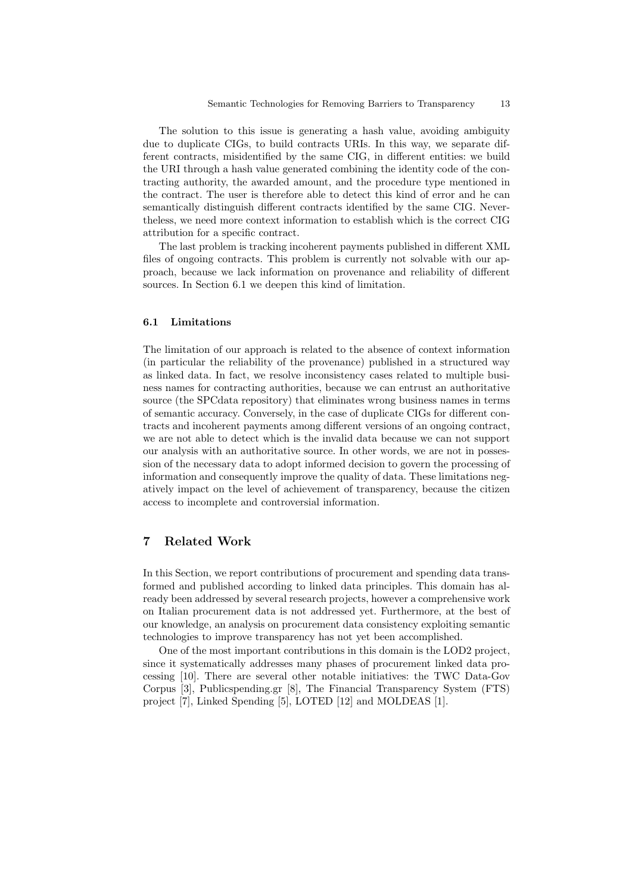The solution to this issue is generating a hash value, avoiding ambiguity due to duplicate CIGs, to build contracts URIs. In this way, we separate different contracts, misidentified by the same CIG, in different entities: we build the URI through a hash value generated combining the identity code of the contracting authority, the awarded amount, and the procedure type mentioned in the contract. The user is therefore able to detect this kind of error and he can semantically distinguish different contracts identified by the same CIG. Nevertheless, we need more context information to establish which is the correct CIG attribution for a specific contract.

The last problem is tracking incoherent payments published in different XML files of ongoing contracts. This problem is currently not solvable with our approach, because we lack information on provenance and reliability of different sources. In Section 6.1 we deepen this kind of limitation.

### 6.1 Limitations

The limitation of our approach is related to the absence of context information (in particular the reliability of the provenance) published in a structured way as linked data. In fact, we resolve inconsistency cases related to multiple business names for contracting authorities, because we can entrust an authoritative source (the SPCdata repository) that eliminates wrong business names in terms of semantic accuracy. Conversely, in the case of duplicate CIGs for different contracts and incoherent payments among different versions of an ongoing contract, we are not able to detect which is the invalid data because we can not support our analysis with an authoritative source. In other words, we are not in possession of the necessary data to adopt informed decision to govern the processing of information and consequently improve the quality of data. These limitations negatively impact on the level of achievement of transparency, because the citizen access to incomplete and controversial information.

## 7 Related Work

In this Section, we report contributions of procurement and spending data transformed and published according to linked data principles. This domain has already been addressed by several research projects, however a comprehensive work on Italian procurement data is not addressed yet. Furthermore, at the best of our knowledge, an analysis on procurement data consistency exploiting semantic technologies to improve transparency has not yet been accomplished.

One of the most important contributions in this domain is the LOD2 project, since it systematically addresses many phases of procurement linked data processing [10]. There are several other notable initiatives: the TWC Data-Gov Corpus [3], Publicspending.gr [8], The Financial Transparency System (FTS) project [7], Linked Spending [5], LOTED [12] and MOLDEAS [1].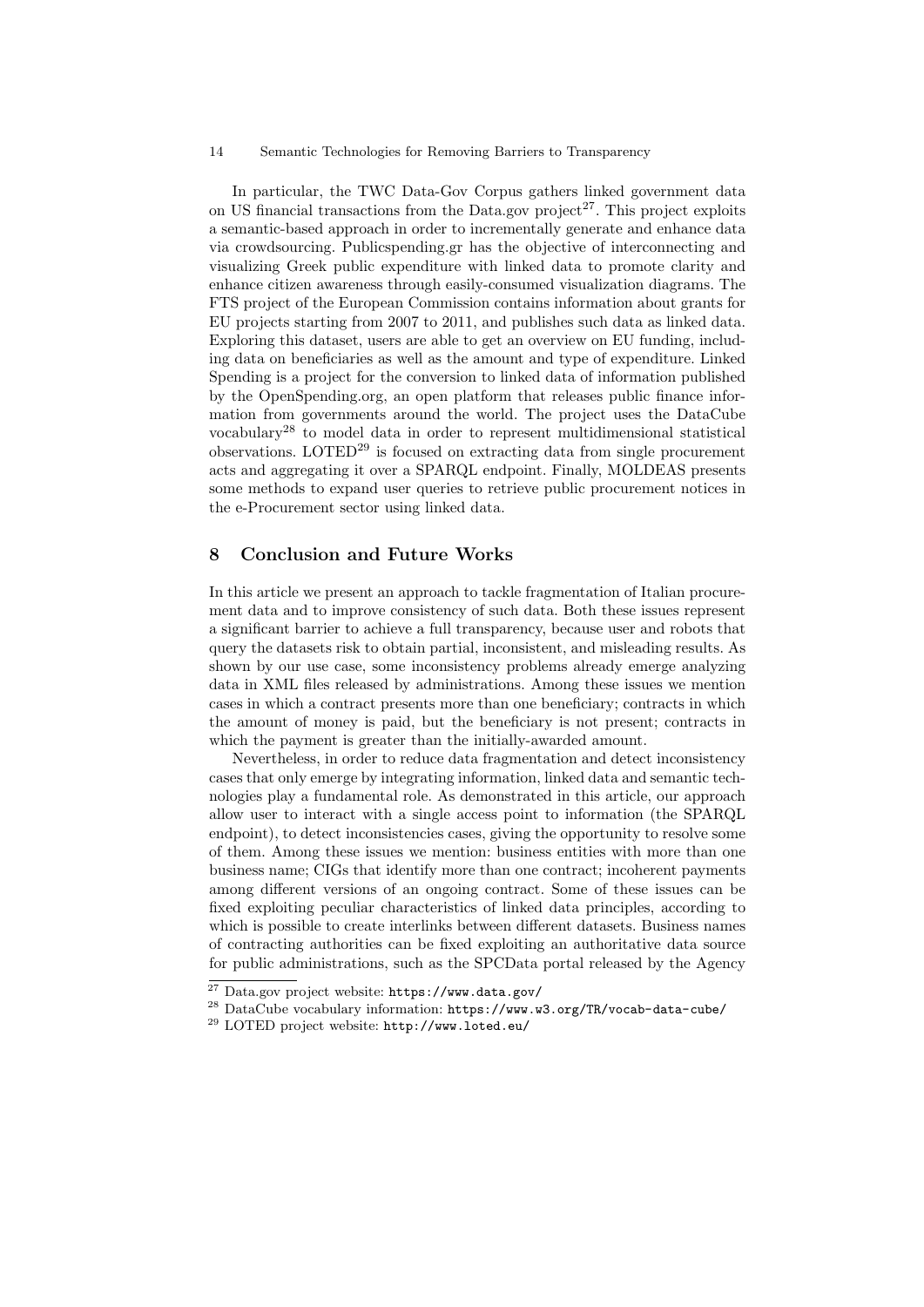In particular, the TWC Data-Gov Corpus gathers linked government data on US financial transactions from the Data.gov project[27]. This project exploits a semantic-based approach in order to incrementally generate and enhance data via crowdsourcing. Publicspending.gr has the objective of interconnecting and visualizing Greek public expenditure with linked data to promote clarity and enhance citizen awareness through easily-consumed visualization diagrams. The FTS project of the European Commission contains information about grants for EU projects starting from 2007 to 2011, and publishes such data as linked data. Exploring this dataset, users are able to get an overview on EU funding, including data on beneficiaries as well as the amount and type of expenditure. Linked Spending is a project for the conversion to linked data of information published by the OpenSpending.org, an open platform that releases public finance information from governments around the world. The project uses the DataCube vocabulary[28] to model data in order to represent multidimensional statistical observations. LOTED[29] is focused on extracting data from single procurement acts and aggregating it over a SPARQL endpoint. Finally, MOLDEAS presents some methods to expand user queries to retrieve public procurement notices in the e-Procurement sector using linked data.

## 8 Conclusion and Future Works

In this article we present an approach to tackle fragmentation of Italian procurement data and to improve consistency of such data. Both these issues represent a significant barrier to achieve a full transparency, because user and robots that query the datasets risk to obtain partial, inconsistent, and misleading results. As shown by our use case, some inconsistency problems already emerge analyzing data in XML files released by administrations. Among these issues we mention cases in which a contract presents more than one beneficiary; contracts in which the amount of money is paid, but the beneficiary is not present; contracts in which the payment is greater than the initially-awarded amount.

Nevertheless, in order to reduce data fragmentation and detect inconsistency cases that only emerge by integrating information, linked data and semantic technologies play a fundamental role. As demonstrated in this article, our approach allow user to interact with a single access point to information (the SPARQL endpoint), to detect inconsistencies cases, giving the opportunity to resolve some of them. Among these issues we mention: business entities with more than one business name; CIGs that identify more than one contract; incoherent payments among different versions of an ongoing contract. Some of these issues can be fixed exploiting peculiar characteristics of linked data principles, according to which is possible to create interlinks between different datasets. Business names of contracting authorities can be fixed exploiting an authoritative data source for public administrations, such as the SPCData portal released by the Agency

[27] Data.gov project website: `https://www.data.gov/`

[28] DataCube vocabulary information: `https://www.w3.org/TR/vocab-data-cube/`

[29] LOTED project website: `http://www.loted.eu/`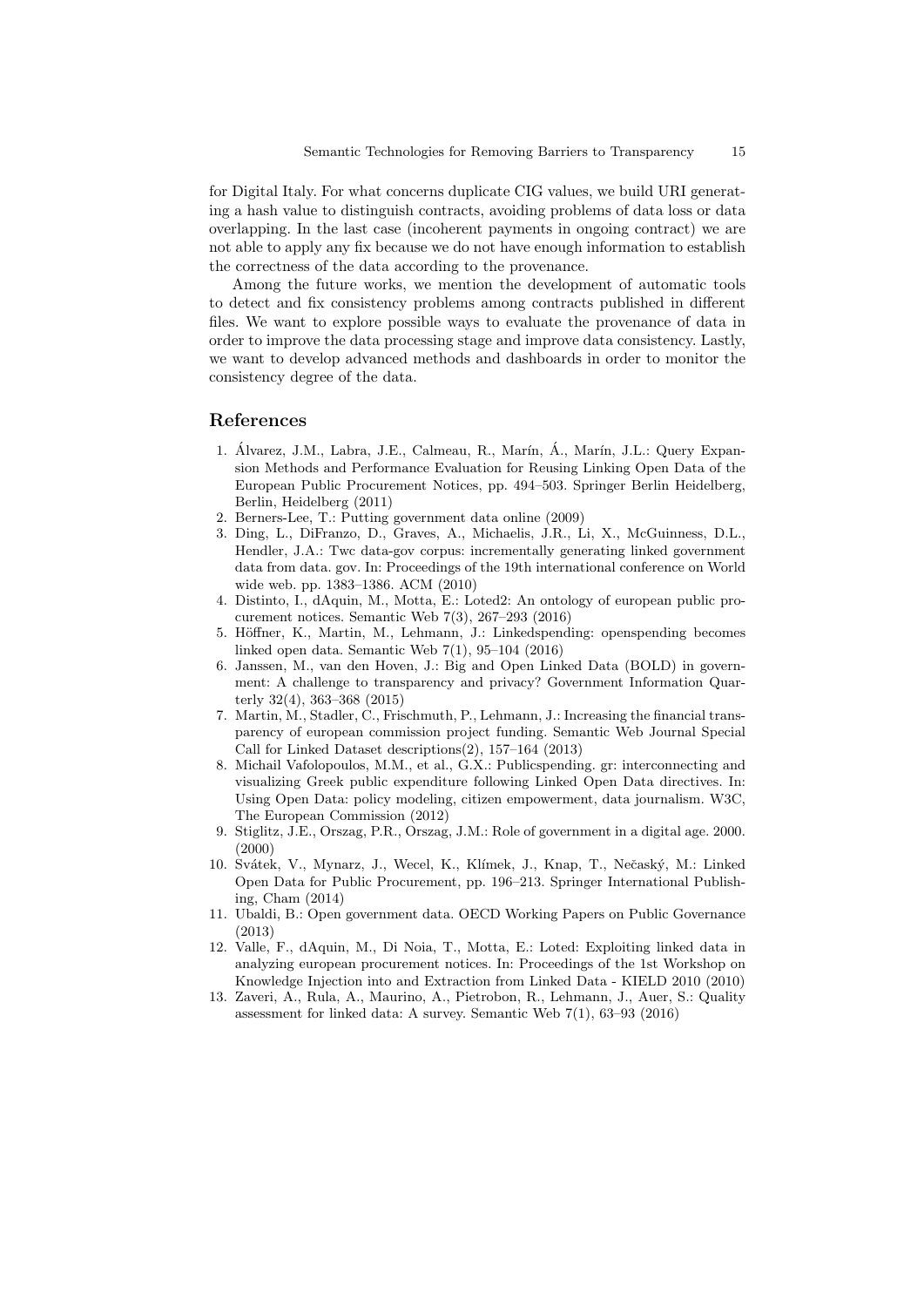for Digital Italy. For what concerns duplicate CIG values, we build URI generating a hash value to distinguish contracts, avoiding problems of data loss or data overlapping. In the last case (incoherent payments in ongoing contract) we are not able to apply any fix because we do not have enough information to establish the correctness of the data according to the provenance.

Among the future works, we mention the development of automatic tools to detect and fix consistency problems among contracts published in different files. We want to explore possible ways to evaluate the provenance of data in order to improve the data processing stage and improve data consistency. Lastly, we want to develop advanced methods and dashboards in order to monitor the consistency degree of the data.

## References

1. Álvarez, J.M., Labra, J.E., Calmeau, R., Marín, Á., Marín, J.L.: Query Expansion Methods and Performance Evaluation for Reusing Linking Open Data of the European Public Procurement Notices, pp. 494–503. Springer Berlin Heidelberg, Berlin, Heidelberg (2011)
2. Berners-Lee, T.: Putting government data online (2009)
3. Ding, L., DiFranzo, D., Graves, A., Michaelis, J.R., Li, X., McGuinness, D.L., Hendler, J.A.: Twc data-gov corpus: incrementally generating linked government data from data. gov. In: Proceedings of the 19th international conference on World wide web. pp. 1383–1386. ACM (2010)
4. Distinto, I., dAquin, M., Motta, E.: Loted2: An ontology of european public procurement notices. Semantic Web 7(3), 267–293 (2016)
5. Höffner, K., Martin, M., Lehmann, J.: Linkedspending: openspending becomes linked open data. Semantic Web 7(1), 95–104 (2016)
6. Janssen, M., van den Hoven, J.: Big and Open Linked Data (BOLD) in government: A challenge to transparency and privacy? Government Information Quarterly 32(4), 363–368 (2015)
7. Martin, M., Stadler, C., Frischmuth, P., Lehmann, J.: Increasing the financial transparency of european commission project funding. Semantic Web Journal Special Call for Linked Dataset descriptions(2), 157–164 (2013)
8. Michail Vafolopoulos, M.M., et al., G.X.: Publicspending. gr: interconnecting and visualizing Greek public expenditure following Linked Open Data directives. In: Using Open Data: policy modeling, citizen empowerment, data journalism. W3C, The European Commission (2012)
9. Stiglitz, J.E., Orszag, P.R., Orszag, J.M.: Role of government in a digital age. 2000. (2000)
10. Svátek, V., Mynarz, J., Wecel, K., Klímek, J., Knap, T., Nečaský, M.: Linked Open Data for Public Procurement, pp. 196–213. Springer International Publishing, Cham (2014)
11. Ubaldi, B.: Open government data. OECD Working Papers on Public Governance (2013)
12. Valle, F., dAquin, M., Di Noia, T., Motta, E.: Loted: Exploiting linked data in analyzing european procurement notices. In: Proceedings of the 1st Workshop on Knowledge Injection into and Extraction from Linked Data - KIELD 2010 (2010)
13. Zaveri, A., Rula, A., Maurino, A., Pietrobon, R., Lehmann, J., Auer, S.: Quality assessment for linked data: A survey. Semantic Web 7(1), 63–93 (2016)